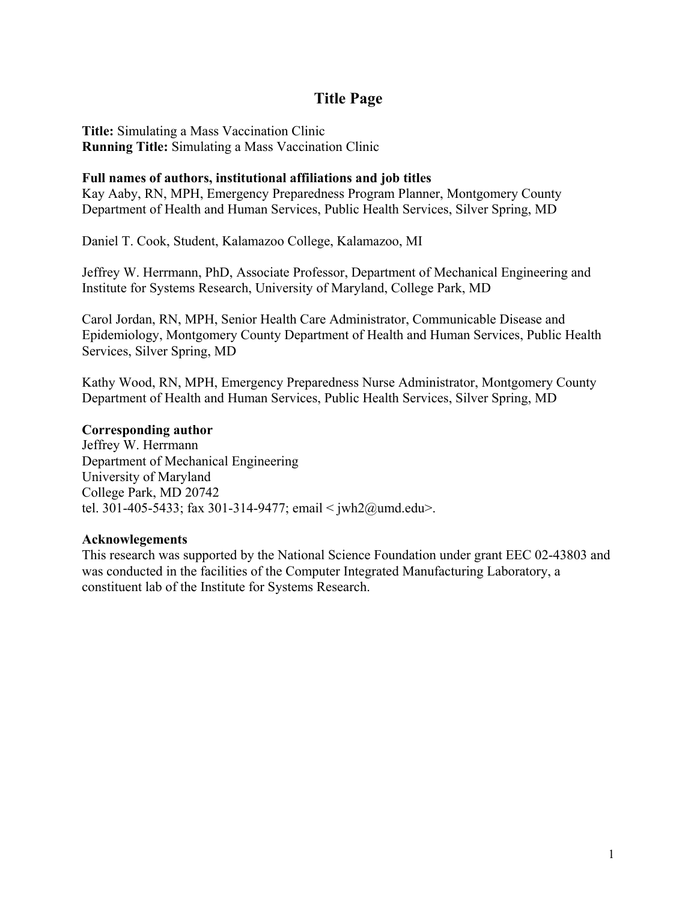# Title Page

**Title:** Simulating a Mass Vaccination Clinic
**Running Title:** Simulating a Mass Vaccination Clinic

**Full names of authors, institutional affiliations and job titles**
Kay Aaby, RN, MPH, Emergency Preparedness Program Planner, Montgomery County Department of Health and Human Services, Public Health Services, Silver Spring, MD

Daniel T. Cook, Student, Kalamazoo College, Kalamazoo, MI

Jeffrey W. Herrmann, PhD, Associate Professor, Department of Mechanical Engineering and Institute for Systems Research, University of Maryland, College Park, MD

Carol Jordan, RN, MPH, Senior Health Care Administrator, Communicable Disease and Epidemiology, Montgomery County Department of Health and Human Services, Public Health Services, Silver Spring, MD

Kathy Wood, RN, MPH, Emergency Preparedness Nurse Administrator, Montgomery County Department of Health and Human Services, Public Health Services, Silver Spring, MD

**Corresponding author**
Jeffrey W. Herrmann
Department of Mechanical Engineering
University of Maryland
College Park, MD 20742
tel. 301-405-5433; fax 301-314-9477; email < jwh2@umd.edu>.

**Acknowlegements**
This research was supported by the National Science Foundation under grant EEC 02-43803 and was conducted in the facilities of the Computer Integrated Manufacturing Laboratory, a constituent lab of the Institute for Systems Research.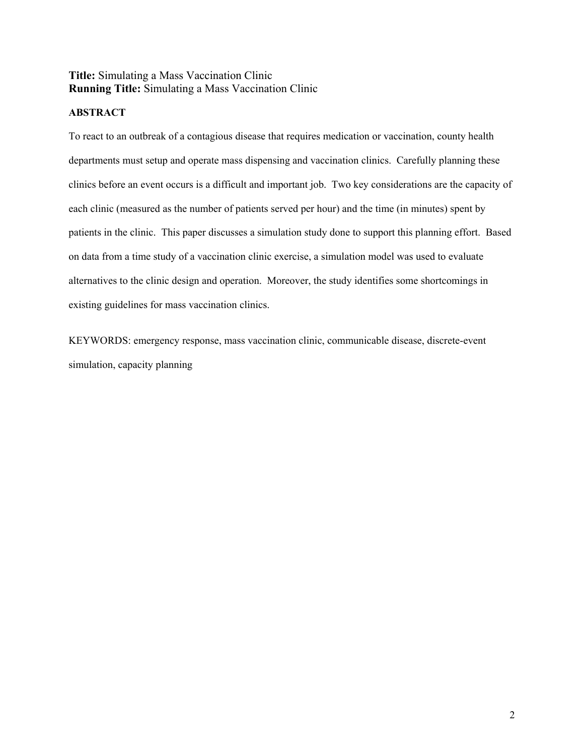**Title:** Simulating a Mass Vaccination Clinic
**Running Title:** Simulating a Mass Vaccination Clinic

**ABSTRACT**

To react to an outbreak of a contagious disease that requires medication or vaccination, county health departments must setup and operate mass dispensing and vaccination clinics. Carefully planning these clinics before an event occurs is a difficult and important job. Two key considerations are the capacity of each clinic (measured as the number of patients served per hour) and the time (in minutes) spent by patients in the clinic. This paper discusses a simulation study done to support this planning effort. Based on data from a time study of a vaccination clinic exercise, a simulation model was used to evaluate alternatives to the clinic design and operation. Moreover, the study identifies some shortcomings in existing guidelines for mass vaccination clinics.

KEYWORDS: emergency response, mass vaccination clinic, communicable disease, discrete-event simulation, capacity planning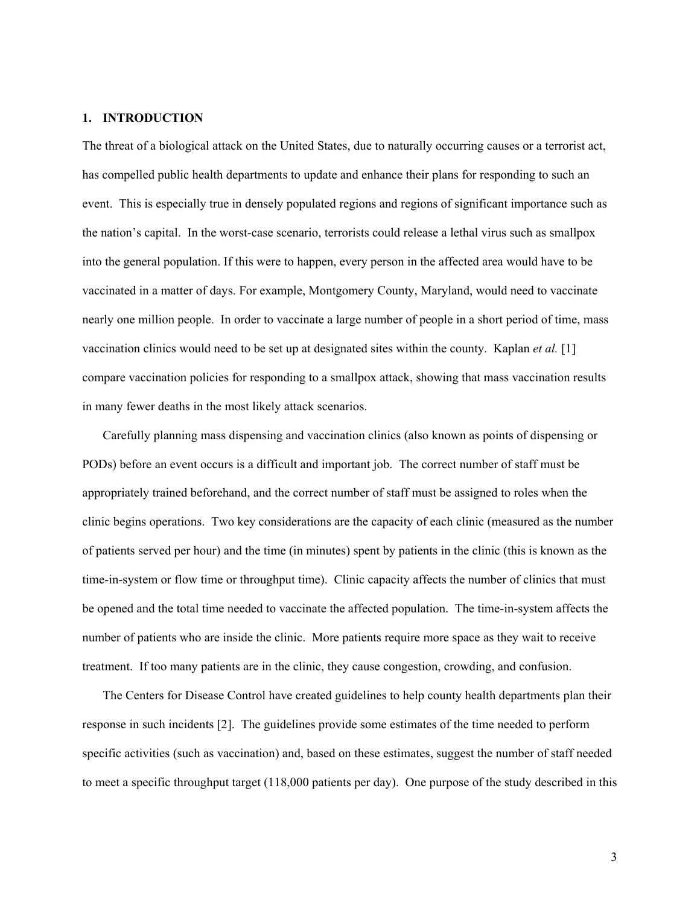## 1. INTRODUCTION

The threat of a biological attack on the United States, due to naturally occurring causes or a terrorist act, has compelled public health departments to update and enhance their plans for responding to such an event. This is especially true in densely populated regions and regions of significant importance such as the nation's capital. In the worst-case scenario, terrorists could release a lethal virus such as smallpox into the general population. If this were to happen, every person in the affected area would have to be vaccinated in a matter of days. For example, Montgomery County, Maryland, would need to vaccinate nearly one million people. In order to vaccinate a large number of people in a short period of time, mass vaccination clinics would need to be set up at designated sites within the county. Kaplan *et al.* [1] compare vaccination policies for responding to a smallpox attack, showing that mass vaccination results in many fewer deaths in the most likely attack scenarios.

Carefully planning mass dispensing and vaccination clinics (also known as points of dispensing or PODs) before an event occurs is a difficult and important job. The correct number of staff must be appropriately trained beforehand, and the correct number of staff must be assigned to roles when the clinic begins operations. Two key considerations are the capacity of each clinic (measured as the number of patients served per hour) and the time (in minutes) spent by patients in the clinic (this is known as the time-in-system or flow time or throughput time). Clinic capacity affects the number of clinics that must be opened and the total time needed to vaccinate the affected population. The time-in-system affects the number of patients who are inside the clinic. More patients require more space as they wait to receive treatment. If too many patients are in the clinic, they cause congestion, crowding, and confusion.

The Centers for Disease Control have created guidelines to help county health departments plan their response in such incidents [2]. The guidelines provide some estimates of the time needed to perform specific activities (such as vaccination) and, based on these estimates, suggest the number of staff needed to meet a specific throughput target (118,000 patients per day). One purpose of the study described in this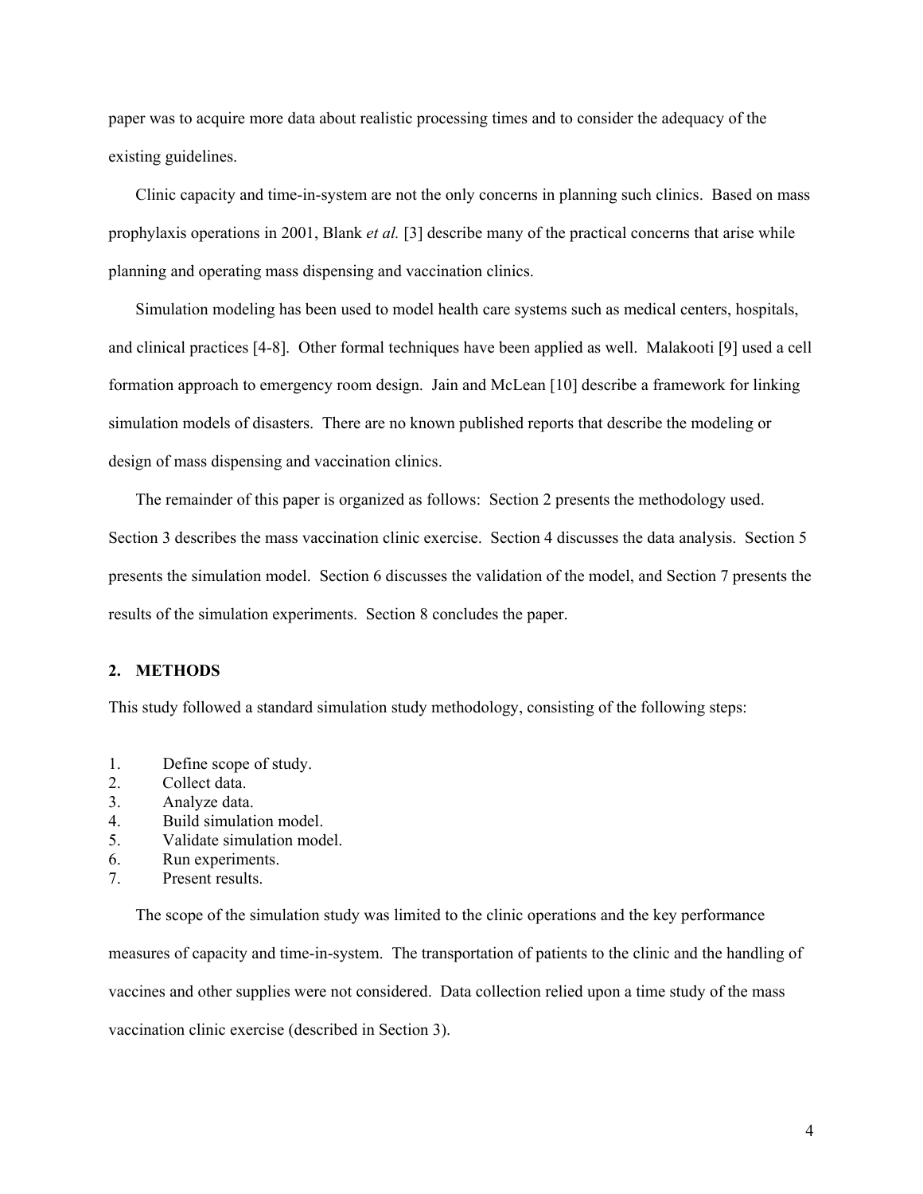paper was to acquire more data about realistic processing times and to consider the adequacy of the existing guidelines.

Clinic capacity and time-in-system are not the only concerns in planning such clinics. Based on mass prophylaxis operations in 2001, Blank *et al.* [3] describe many of the practical concerns that arise while planning and operating mass dispensing and vaccination clinics.

Simulation modeling has been used to model health care systems such as medical centers, hospitals, and clinical practices [4-8]. Other formal techniques have been applied as well. Malakooti [9] used a cell formation approach to emergency room design. Jain and McLean [10] describe a framework for linking simulation models of disasters. There are no known published reports that describe the modeling or design of mass dispensing and vaccination clinics.

The remainder of this paper is organized as follows: Section 2 presents the methodology used. Section 3 describes the mass vaccination clinic exercise. Section 4 discusses the data analysis. Section 5 presents the simulation model. Section 6 discusses the validation of the model, and Section 7 presents the results of the simulation experiments. Section 8 concludes the paper.

## 2. METHODS

This study followed a standard simulation study methodology, consisting of the following steps:

1. Define scope of study.
2. Collect data.
3. Analyze data.
4. Build simulation model.
5. Validate simulation model.
6. Run experiments.
7. Present results.

The scope of the simulation study was limited to the clinic operations and the key performance measures of capacity and time-in-system. The transportation of patients to the clinic and the handling of vaccines and other supplies were not considered. Data collection relied upon a time study of the mass vaccination clinic exercise (described in Section 3).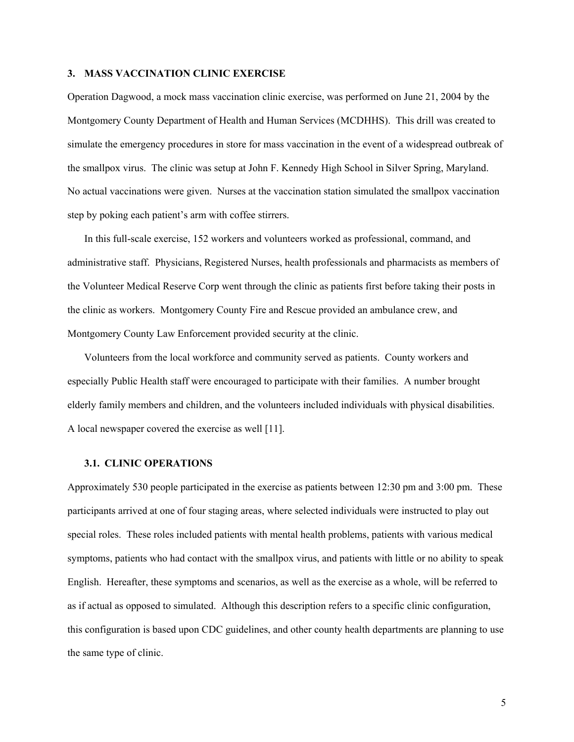## 3. MASS VACCINATION CLINIC EXERCISE

Operation Dagwood, a mock mass vaccination clinic exercise, was performed on June 21, 2004 by the Montgomery County Department of Health and Human Services (MCDHHS). This drill was created to simulate the emergency procedures in store for mass vaccination in the event of a widespread outbreak of the smallpox virus. The clinic was setup at John F. Kennedy High School in Silver Spring, Maryland. No actual vaccinations were given. Nurses at the vaccination station simulated the smallpox vaccination step by poking each patient's arm with coffee stirrers.

In this full-scale exercise, 152 workers and volunteers worked as professional, command, and administrative staff. Physicians, Registered Nurses, health professionals and pharmacists as members of the Volunteer Medical Reserve Corp went through the clinic as patients first before taking their posts in the clinic as workers. Montgomery County Fire and Rescue provided an ambulance crew, and Montgomery County Law Enforcement provided security at the clinic.

Volunteers from the local workforce and community served as patients. County workers and especially Public Health staff were encouraged to participate with their families. A number brought elderly family members and children, and the volunteers included individuals with physical disabilities. A local newspaper covered the exercise as well [11].

### 3.1. CLINIC OPERATIONS

Approximately 530 people participated in the exercise as patients between 12:30 pm and 3:00 pm. These participants arrived at one of four staging areas, where selected individuals were instructed to play out special roles. These roles included patients with mental health problems, patients with various medical symptoms, patients who had contact with the smallpox virus, and patients with little or no ability to speak English. Hereafter, these symptoms and scenarios, as well as the exercise as a whole, will be referred to as if actual as opposed to simulated. Although this description refers to a specific clinic configuration, this configuration is based upon CDC guidelines, and other county health departments are planning to use the same type of clinic.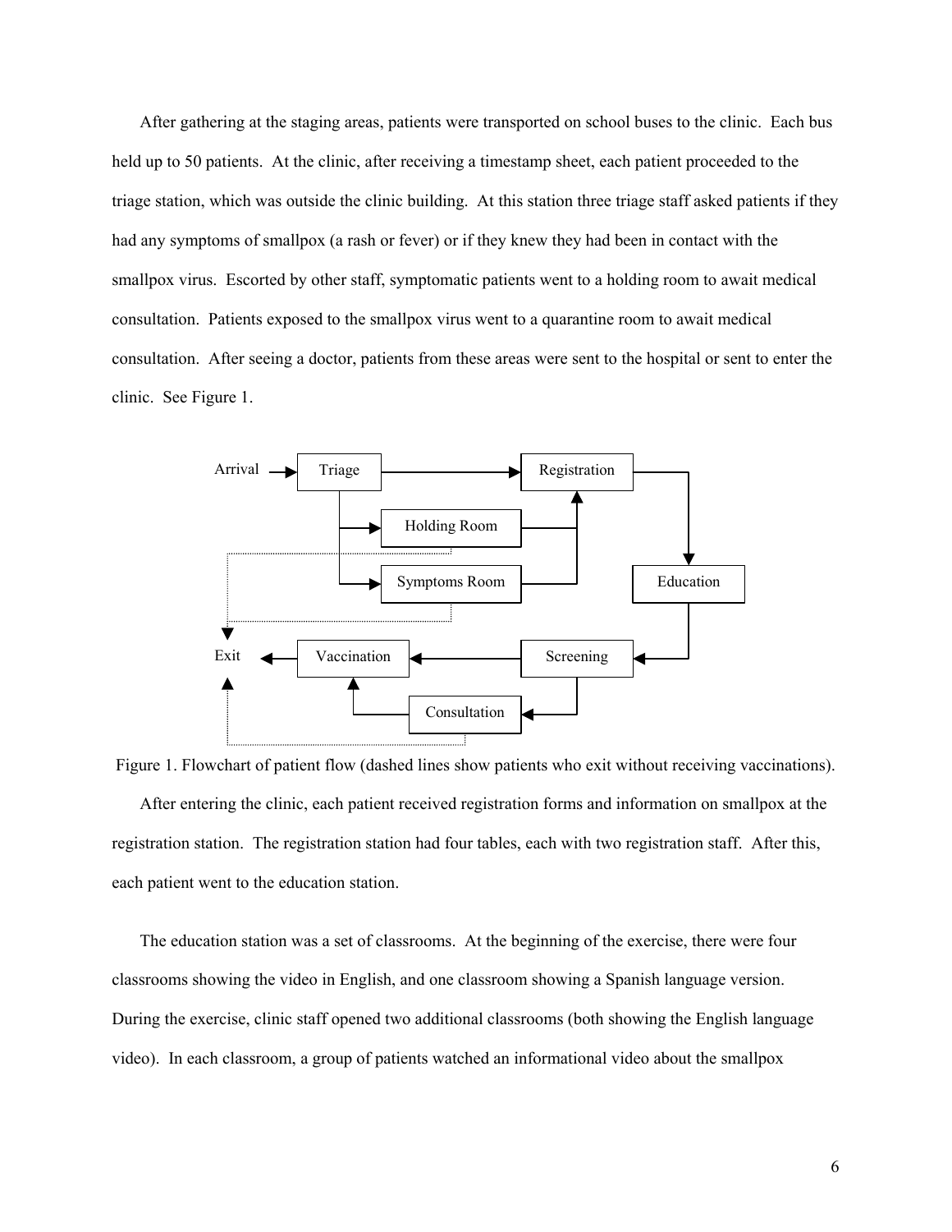After gathering at the staging areas, patients were transported on school buses to the clinic. Each bus held up to 50 patients. At the clinic, after receiving a timestamp sheet, each patient proceeded to the triage station, which was outside the clinic building. At this station three triage staff asked patients if they had any symptoms of smallpox (a rash or fever) or if they knew they had been in contact with the smallpox virus. Escorted by other staff, symptomatic patients went to a holding room to await medical consultation. Patients exposed to the smallpox virus went to a quarantine room to await medical consultation. After seeing a doctor, patients from these areas were sent to the hospital or sent to enter the clinic. See Figure 1.

Figure 1. Flowchart of patient flow (dashed lines show patients who exit without receiving vaccinations).

After entering the clinic, each patient received registration forms and information on smallpox at the registration station. The registration station had four tables, each with two registration staff. After this, each patient went to the education station.

The education station was a set of classrooms. At the beginning of the exercise, there were four classrooms showing the video in English, and one classroom showing a Spanish language version. During the exercise, clinic staff opened two additional classrooms (both showing the English language video). In each classroom, a group of patients watched an informational video about the smallpox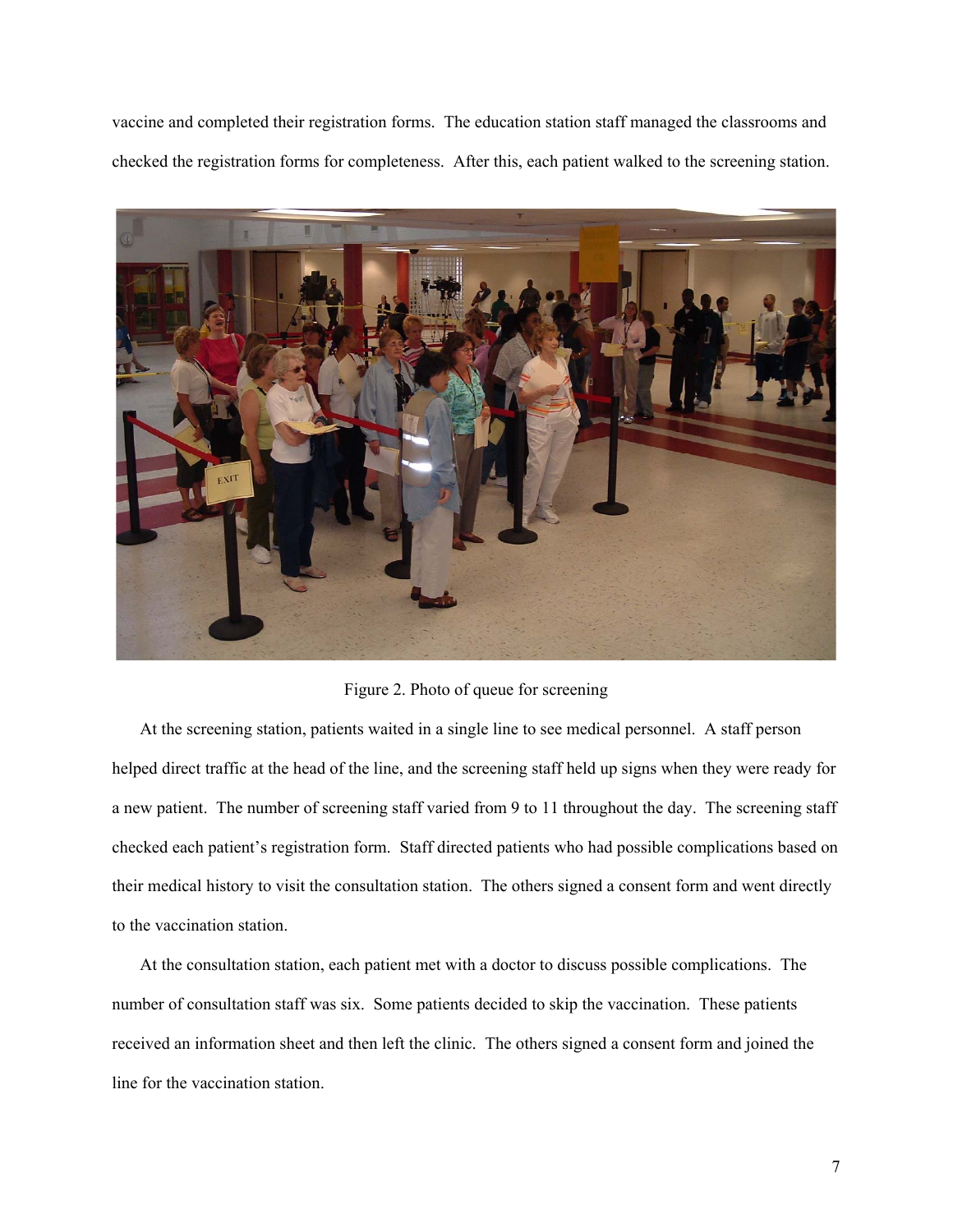vaccine and completed their registration forms. The education station staff managed the classrooms and checked the registration forms for completeness. After this, each patient walked to the screening station.

Figure 2. Photo of queue for screening

At the screening station, patients waited in a single line to see medical personnel. A staff person helped direct traffic at the head of the line, and the screening staff held up signs when they were ready for a new patient. The number of screening staff varied from 9 to 11 throughout the day. The screening staff checked each patient's registration form. Staff directed patients who had possible complications based on their medical history to visit the consultation station. The others signed a consent form and went directly to the vaccination station.

At the consultation station, each patient met with a doctor to discuss possible complications. The number of consultation staff was six. Some patients decided to skip the vaccination. These patients received an information sheet and then left the clinic. The others signed a consent form and joined the line for the vaccination station.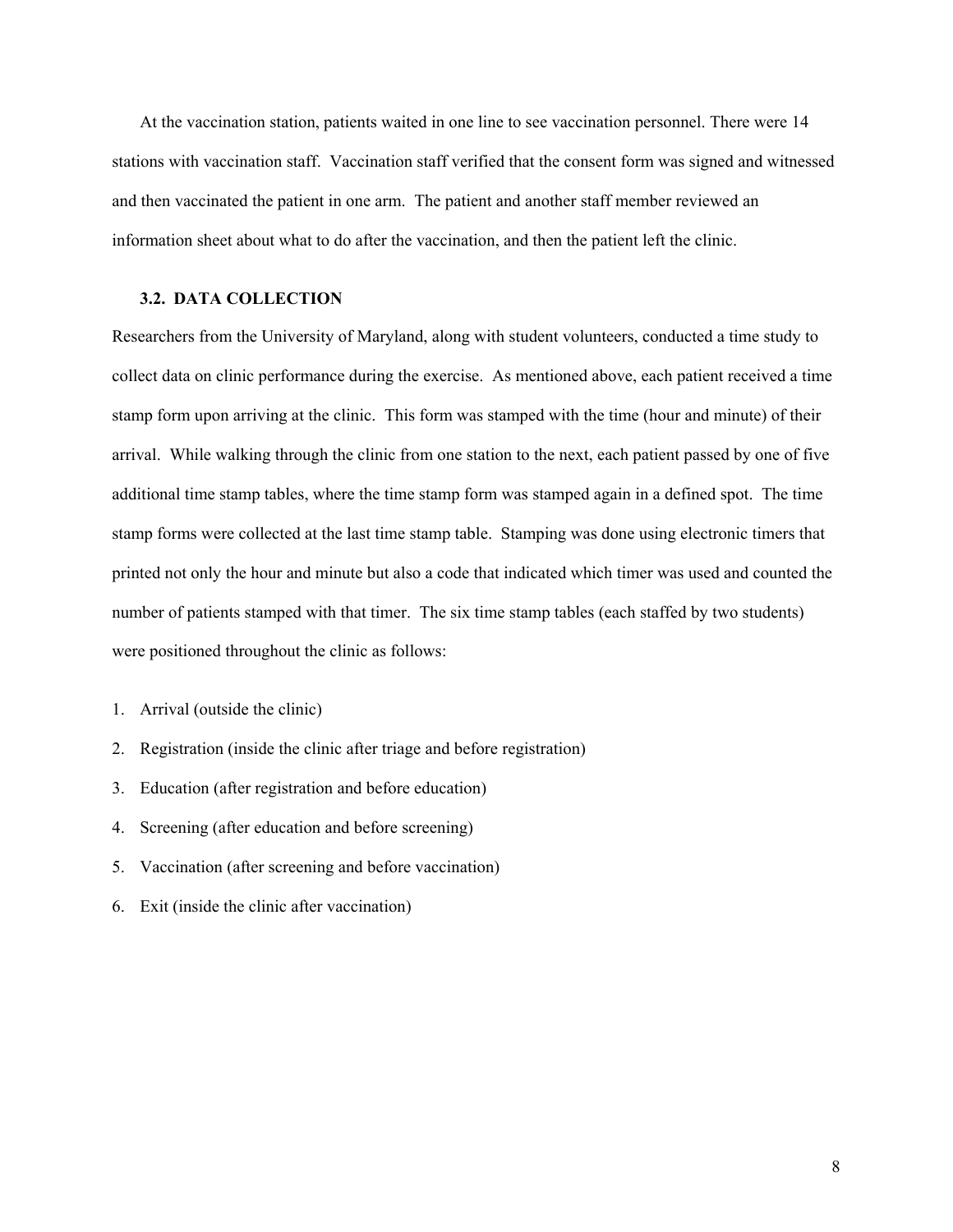At the vaccination station, patients waited in one line to see vaccination personnel. There were 14 stations with vaccination staff. Vaccination staff verified that the consent form was signed and witnessed and then vaccinated the patient in one arm. The patient and another staff member reviewed an information sheet about what to do after the vaccination, and then the patient left the clinic.

### 3.2. DATA COLLECTION

Researchers from the University of Maryland, along with student volunteers, conducted a time study to collect data on clinic performance during the exercise. As mentioned above, each patient received a time stamp form upon arriving at the clinic. This form was stamped with the time (hour and minute) of their arrival. While walking through the clinic from one station to the next, each patient passed by one of five additional time stamp tables, where the time stamp form was stamped again in a defined spot. The time stamp forms were collected at the last time stamp table. Stamping was done using electronic timers that printed not only the hour and minute but also a code that indicated which timer was used and counted the number of patients stamped with that timer. The six time stamp tables (each staffed by two students) were positioned throughout the clinic as follows:

1. Arrival (outside the clinic)
2. Registration (inside the clinic after triage and before registration)
3. Education (after registration and before education)
4. Screening (after education and before screening)
5. Vaccination (after screening and before vaccination)
6. Exit (inside the clinic after vaccination)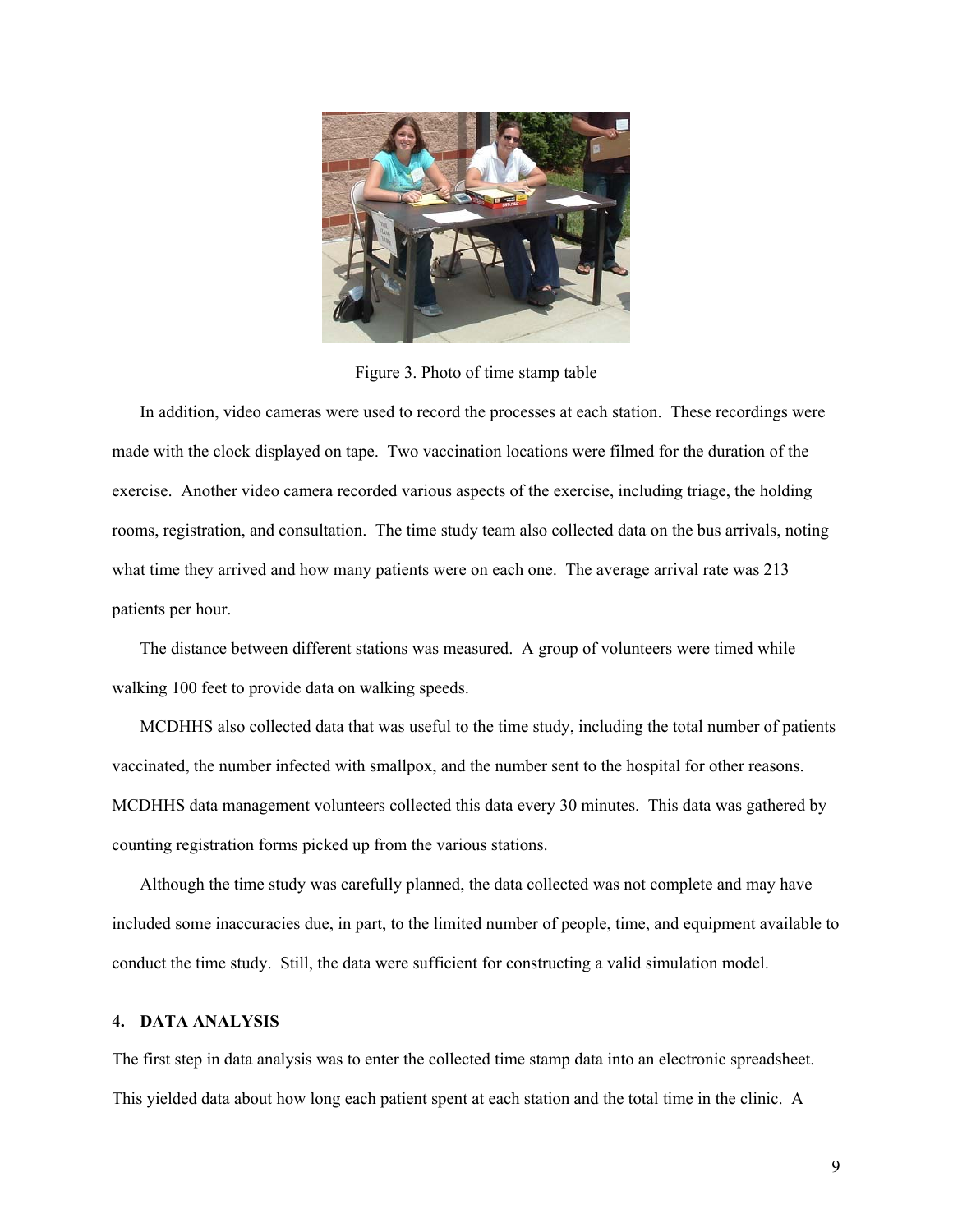Figure 3. Photo of time stamp table

In addition, video cameras were used to record the processes at each station. These recordings were made with the clock displayed on tape. Two vaccination locations were filmed for the duration of the exercise. Another video camera recorded various aspects of the exercise, including triage, the holding rooms, registration, and consultation. The time study team also collected data on the bus arrivals, noting what time they arrived and how many patients were on each one. The average arrival rate was 213 patients per hour.

The distance between different stations was measured. A group of volunteers were timed while walking 100 feet to provide data on walking speeds.

MCDHHS also collected data that was useful to the time study, including the total number of patients vaccinated, the number infected with smallpox, and the number sent to the hospital for other reasons. MCDHHS data management volunteers collected this data every 30 minutes. This data was gathered by counting registration forms picked up from the various stations.

Although the time study was carefully planned, the data collected was not complete and may have included some inaccuracies due, in part, to the limited number of people, time, and equipment available to conduct the time study. Still, the data were sufficient for constructing a valid simulation model.

## 4. DATA ANALYSIS

The first step in data analysis was to enter the collected time stamp data into an electronic spreadsheet. This yielded data about how long each patient spent at each station and the total time in the clinic. A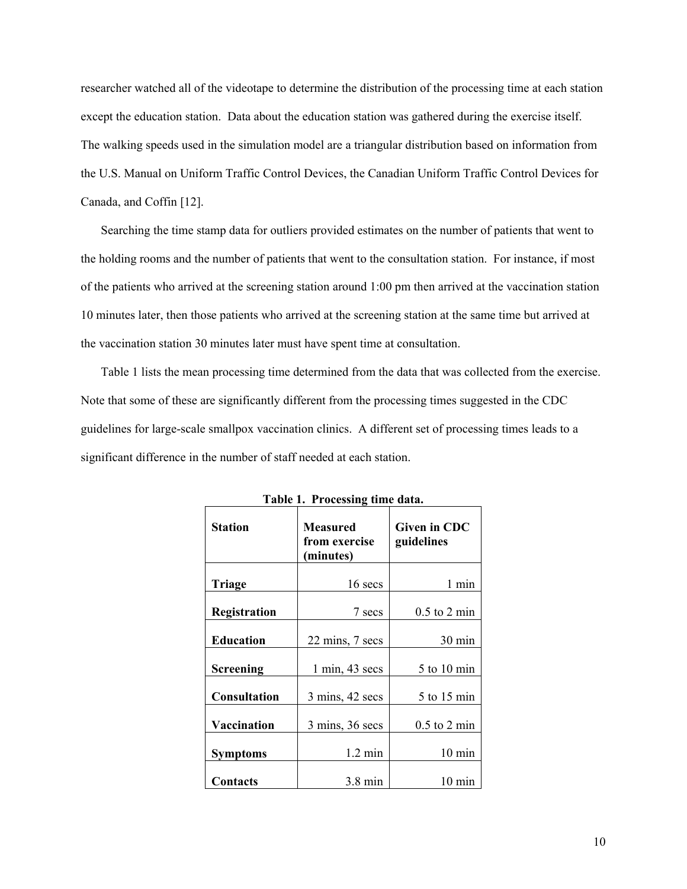researcher watched all of the videotape to determine the distribution of the processing time at each station except the education station. Data about the education station was gathered during the exercise itself. The walking speeds used in the simulation model are a triangular distribution based on information from the U.S. Manual on Uniform Traffic Control Devices, the Canadian Uniform Traffic Control Devices for Canada, and Coffin [12].

Searching the time stamp data for outliers provided estimates on the number of patients that went to the holding rooms and the number of patients that went to the consultation station. For instance, if most of the patients who arrived at the screening station around 1:00 pm then arrived at the vaccination station 10 minutes later, then those patients who arrived at the screening station at the same time but arrived at the vaccination station 30 minutes later must have spent time at consultation.

Table 1 lists the mean processing time determined from the data that was collected from the exercise. Note that some of these are significantly different from the processing times suggested in the CDC guidelines for large-scale smallpox vaccination clinics. A different set of processing times leads to a significant difference in the number of staff needed at each station.

**Table 1. Processing time data.**

| Station | Measured from exercise (minutes) | Given in CDC guidelines |
|---|---:|---:|
| **Triage** | 16 secs | 1 min |
| **Registration** | 7 secs | 0.5 to 2 min |
| **Education** | 22 mins, 7 secs | 30 min |
| **Screening** | 1 min, 43 secs | 5 to 10 min |
| **Consultation** | 3 mins, 42 secs | 5 to 15 min |
| **Vaccination** | 3 mins, 36 secs | 0.5 to 2 min |
| **Symptoms** | 1.2 min | 10 min |
| **Contacts** | 3.8 min | 10 min |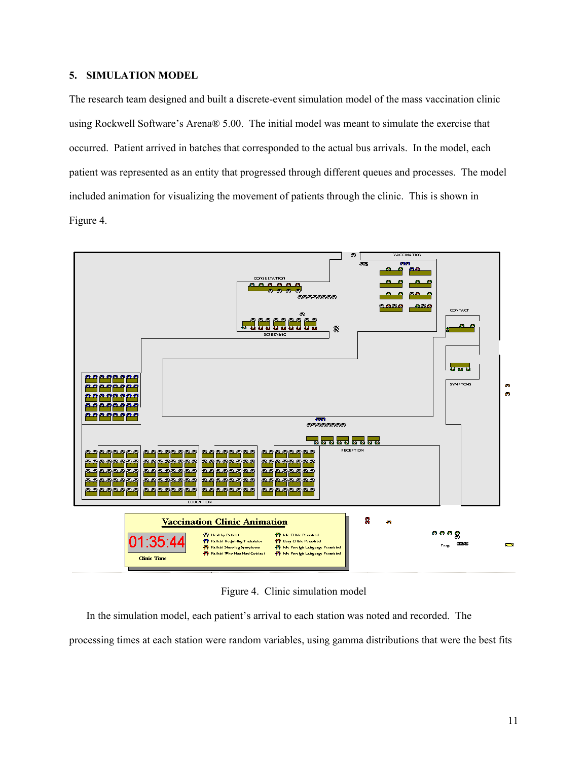## 5. SIMULATION MODEL

The research team designed and built a discrete-event simulation model of the mass vaccination clinic using Rockwell Software's Arena® 5.00. The initial model was meant to simulate the exercise that occurred. Patient arrived in batches that corresponded to the actual bus arrivals. In the model, each patient was represented as an entity that progressed through different queues and processes. The model included animation for visualizing the movement of patients through the clinic. This is shown in Figure 4.

Figure 4. Clinic simulation model

In the simulation model, each patient's arrival to each station was noted and recorded. The processing times at each station were random variables, using gamma distributions that were the best fits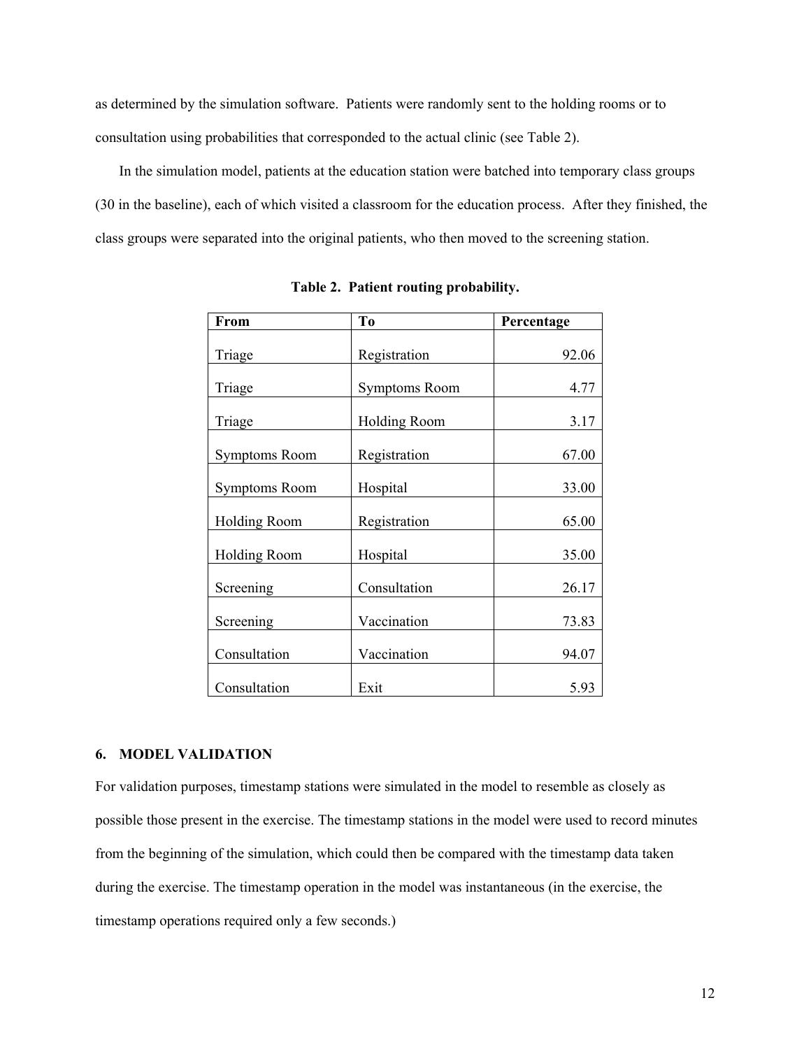as determined by the simulation software. Patients were randomly sent to the holding rooms or to consultation using probabilities that corresponded to the actual clinic (see Table 2).

In the simulation model, patients at the education station were batched into temporary class groups (30 in the baseline), each of which visited a classroom for the education process. After they finished, the class groups were separated into the original patients, who then moved to the screening station.

**Table 2. Patient routing probability.**

| From | To | Percentage |
|---|---|---:|
| Triage | Registration | 92.06 |
| Triage | Symptoms Room | 4.77 |
| Triage | Holding Room | 3.17 |
| Symptoms Room | Registration | 67.00 |
| Symptoms Room | Hospital | 33.00 |
| Holding Room | Registration | 65.00 |
| Holding Room | Hospital | 35.00 |
| Screening | Consultation | 26.17 |
| Screening | Vaccination | 73.83 |
| Consultation | Vaccination | 94.07 |
| Consultation | Exit | 5.93 |

## 6. MODEL VALIDATION

For validation purposes, timestamp stations were simulated in the model to resemble as closely as possible those present in the exercise. The timestamp stations in the model were used to record minutes from the beginning of the simulation, which could then be compared with the timestamp data taken during the exercise. The timestamp operation in the model was instantaneous (in the exercise, the timestamp operations required only a few seconds.)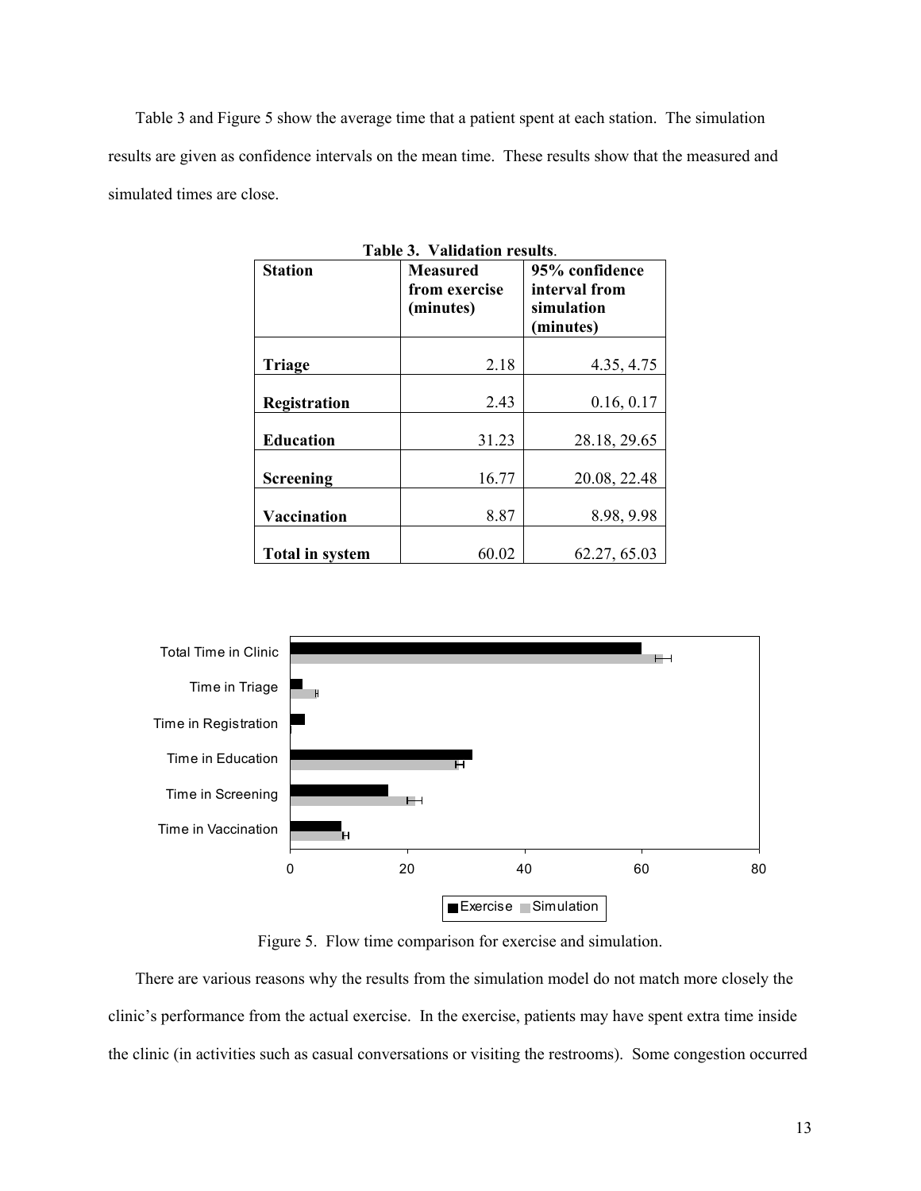Table 3 and Figure 5 show the average time that a patient spent at each station. The simulation results are given as confidence intervals on the mean time. These results show that the measured and simulated times are close.

**Table 3. Validation results.**

| Station | Measured from exercise (minutes) | 95% confidence interval from simulation (minutes) |
|---|---|---|
| **Triage** | 2.18 | 4.35, 4.75 |
| **Registration** | 2.43 | 0.16, 0.17 |
| **Education** | 31.23 | 28.18, 29.65 |
| **Screening** | 16.77 | 20.08, 22.48 |
| **Vaccination** | 8.87 | 8.98, 9.98 |
| **Total in system** | 60.02 | 62.27, 65.03 |

Figure 5. Flow time comparison for exercise and simulation.

There are various reasons why the results from the simulation model do not match more closely the clinic's performance from the actual exercise. In the exercise, patients may have spent extra time inside the clinic (in activities such as casual conversations or visiting the restrooms). Some congestion occurred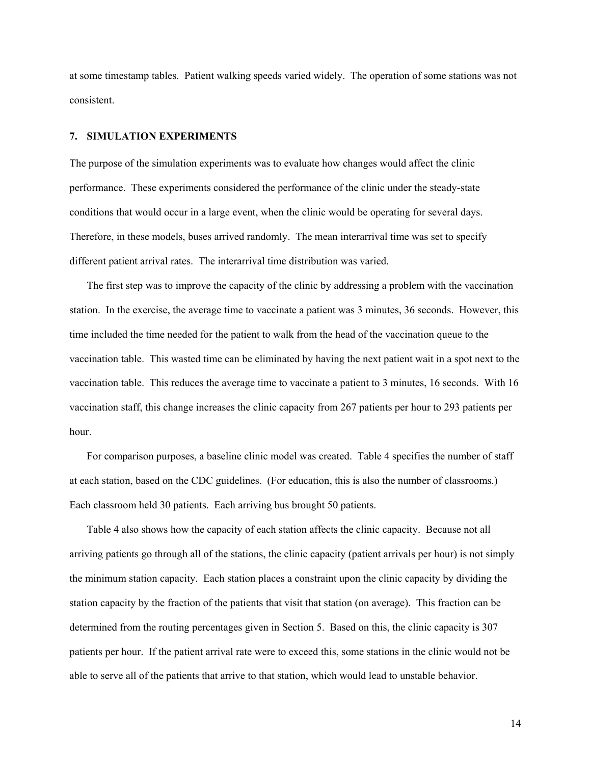at some timestamp tables. Patient walking speeds varied widely. The operation of some stations was not consistent.

## 7. SIMULATION EXPERIMENTS

The purpose of the simulation experiments was to evaluate how changes would affect the clinic performance. These experiments considered the performance of the clinic under the steady-state conditions that would occur in a large event, when the clinic would be operating for several days. Therefore, in these models, buses arrived randomly. The mean interarrival time was set to specify different patient arrival rates. The interarrival time distribution was varied.

The first step was to improve the capacity of the clinic by addressing a problem with the vaccination station. In the exercise, the average time to vaccinate a patient was 3 minutes, 36 seconds. However, this time included the time needed for the patient to walk from the head of the vaccination queue to the vaccination table. This wasted time can be eliminated by having the next patient wait in a spot next to the vaccination table. This reduces the average time to vaccinate a patient to 3 minutes, 16 seconds. With 16 vaccination staff, this change increases the clinic capacity from 267 patients per hour to 293 patients per hour.

For comparison purposes, a baseline clinic model was created. Table 4 specifies the number of staff at each station, based on the CDC guidelines. (For education, this is also the number of classrooms.) Each classroom held 30 patients. Each arriving bus brought 50 patients.

Table 4 also shows how the capacity of each station affects the clinic capacity. Because not all arriving patients go through all of the stations, the clinic capacity (patient arrivals per hour) is not simply the minimum station capacity. Each station places a constraint upon the clinic capacity by dividing the station capacity by the fraction of the patients that visit that station (on average). This fraction can be determined from the routing percentages given in Section 5. Based on this, the clinic capacity is 307 patients per hour. If the patient arrival rate were to exceed this, some stations in the clinic would not be able to serve all of the patients that arrive to that station, which would lead to unstable behavior.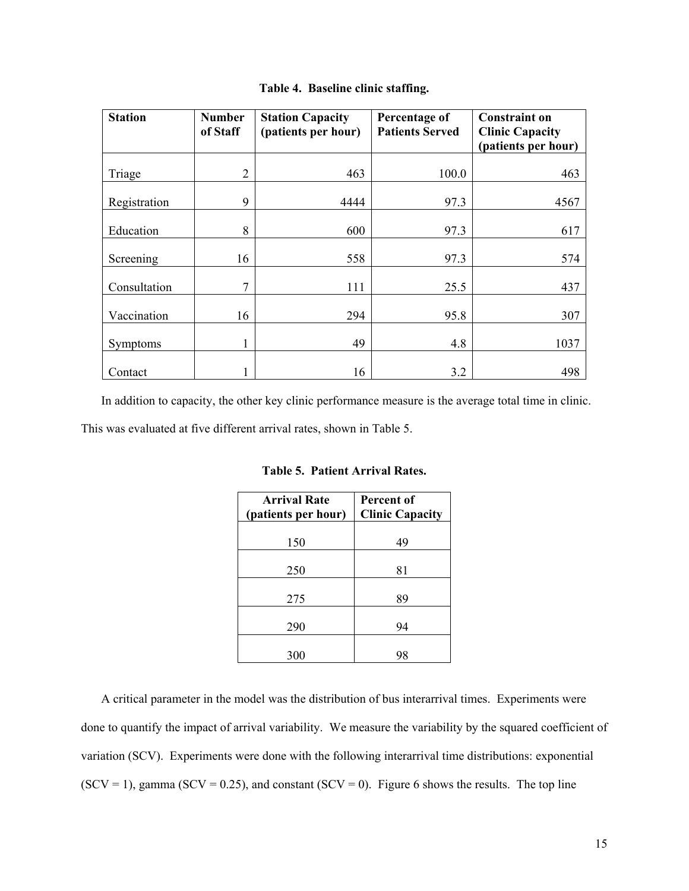**Table 4. Baseline clinic staffing.**

| Station | Number of Staff | Station Capacity (patients per hour) | Percentage of Patients Served | Constraint on Clinic Capacity (patients per hour) |
|---|---|---|---|---|
| Triage | 2 | 463 | 100.0 | 463 |
| Registration | 9 | 4444 | 97.3 | 4567 |
| Education | 8 | 600 | 97.3 | 617 |
| Screening | 16 | 558 | 97.3 | 574 |
| Consultation | 7 | 111 | 25.5 | 437 |
| Vaccination | 16 | 294 | 95.8 | 307 |
| Symptoms | 1 | 49 | 4.8 | 1037 |
| Contact | 1 | 16 | 3.2 | 498 |

In addition to capacity, the other key clinic performance measure is the average total time in clinic. This was evaluated at five different arrival rates, shown in Table 5.

**Table 5. Patient Arrival Rates.**

| Arrival Rate (patients per hour) | Percent of Clinic Capacity |
|---|---|
| 150 | 49 |
| 250 | 81 |
| 275 | 89 |
| 290 | 94 |
| 300 | 98 |

A critical parameter in the model was the distribution of bus interarrival times. Experiments were done to quantify the impact of arrival variability. We measure the variability by the squared coefficient of variation (SCV). Experiments were done with the following interarrival time distributions: exponential (SCV = 1), gamma (SCV = 0.25), and constant (SCV = 0). Figure 6 shows the results. The top line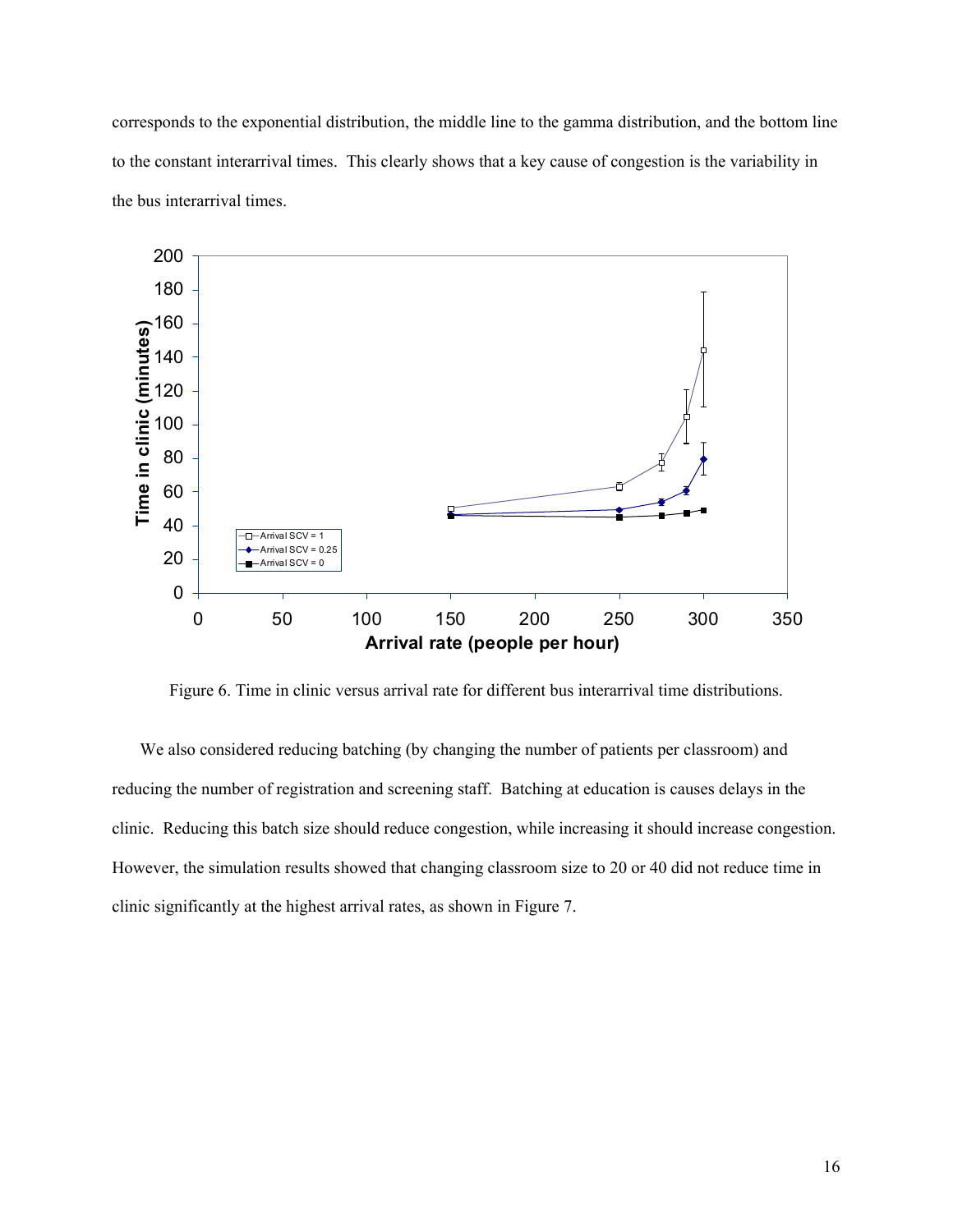corresponds to the exponential distribution, the middle line to the gamma distribution, and the bottom line to the constant interarrival times. This clearly shows that a key cause of congestion is the variability in the bus interarrival times.

Figure 6. Time in clinic versus arrival rate for different bus interarrival time distributions.

We also considered reducing batching (by changing the number of patients per classroom) and reducing the number of registration and screening staff. Batching at education is causes delays in the clinic. Reducing this batch size should reduce congestion, while increasing it should increase congestion. However, the simulation results showed that changing classroom size to 20 or 40 did not reduce time in clinic significantly at the highest arrival rates, as shown in Figure 7.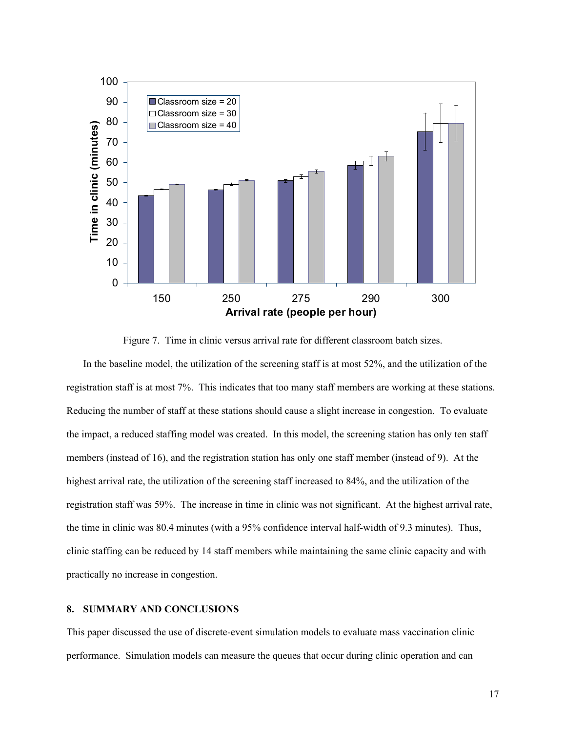Figure 7. Time in clinic versus arrival rate for different classroom batch sizes.

In the baseline model, the utilization of the screening staff is at most 52%, and the utilization of the registration staff is at most 7%. This indicates that too many staff members are working at these stations. Reducing the number of staff at these stations should cause a slight increase in congestion. To evaluate the impact, a reduced staffing model was created. In this model, the screening station has only ten staff members (instead of 16), and the registration station has only one staff member (instead of 9). At the highest arrival rate, the utilization of the screening staff increased to 84%, and the utilization of the registration staff was 59%. The increase in time in clinic was not significant. At the highest arrival rate, the time in clinic was 80.4 minutes (with a 95% confidence interval half-width of 9.3 minutes). Thus, clinic staffing can be reduced by 14 staff members while maintaining the same clinic capacity and with practically no increase in congestion.

## 8. SUMMARY AND CONCLUSIONS

This paper discussed the use of discrete-event simulation models to evaluate mass vaccination clinic performance. Simulation models can measure the queues that occur during clinic operation and can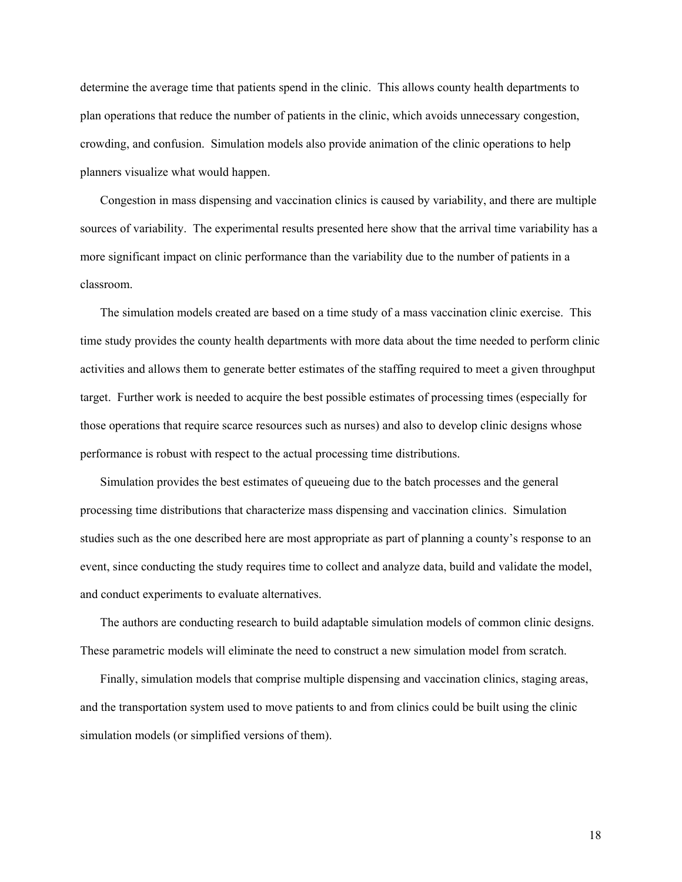determine the average time that patients spend in the clinic. This allows county health departments to plan operations that reduce the number of patients in the clinic, which avoids unnecessary congestion, crowding, and confusion. Simulation models also provide animation of the clinic operations to help planners visualize what would happen.

Congestion in mass dispensing and vaccination clinics is caused by variability, and there are multiple sources of variability. The experimental results presented here show that the arrival time variability has a more significant impact on clinic performance than the variability due to the number of patients in a classroom.

The simulation models created are based on a time study of a mass vaccination clinic exercise. This time study provides the county health departments with more data about the time needed to perform clinic activities and allows them to generate better estimates of the staffing required to meet a given throughput target. Further work is needed to acquire the best possible estimates of processing times (especially for those operations that require scarce resources such as nurses) and also to develop clinic designs whose performance is robust with respect to the actual processing time distributions.

Simulation provides the best estimates of queueing due to the batch processes and the general processing time distributions that characterize mass dispensing and vaccination clinics. Simulation studies such as the one described here are most appropriate as part of planning a county's response to an event, since conducting the study requires time to collect and analyze data, build and validate the model, and conduct experiments to evaluate alternatives.

The authors are conducting research to build adaptable simulation models of common clinic designs. These parametric models will eliminate the need to construct a new simulation model from scratch.

Finally, simulation models that comprise multiple dispensing and vaccination clinics, staging areas, and the transportation system used to move patients to and from clinics could be built using the clinic simulation models (or simplified versions of them).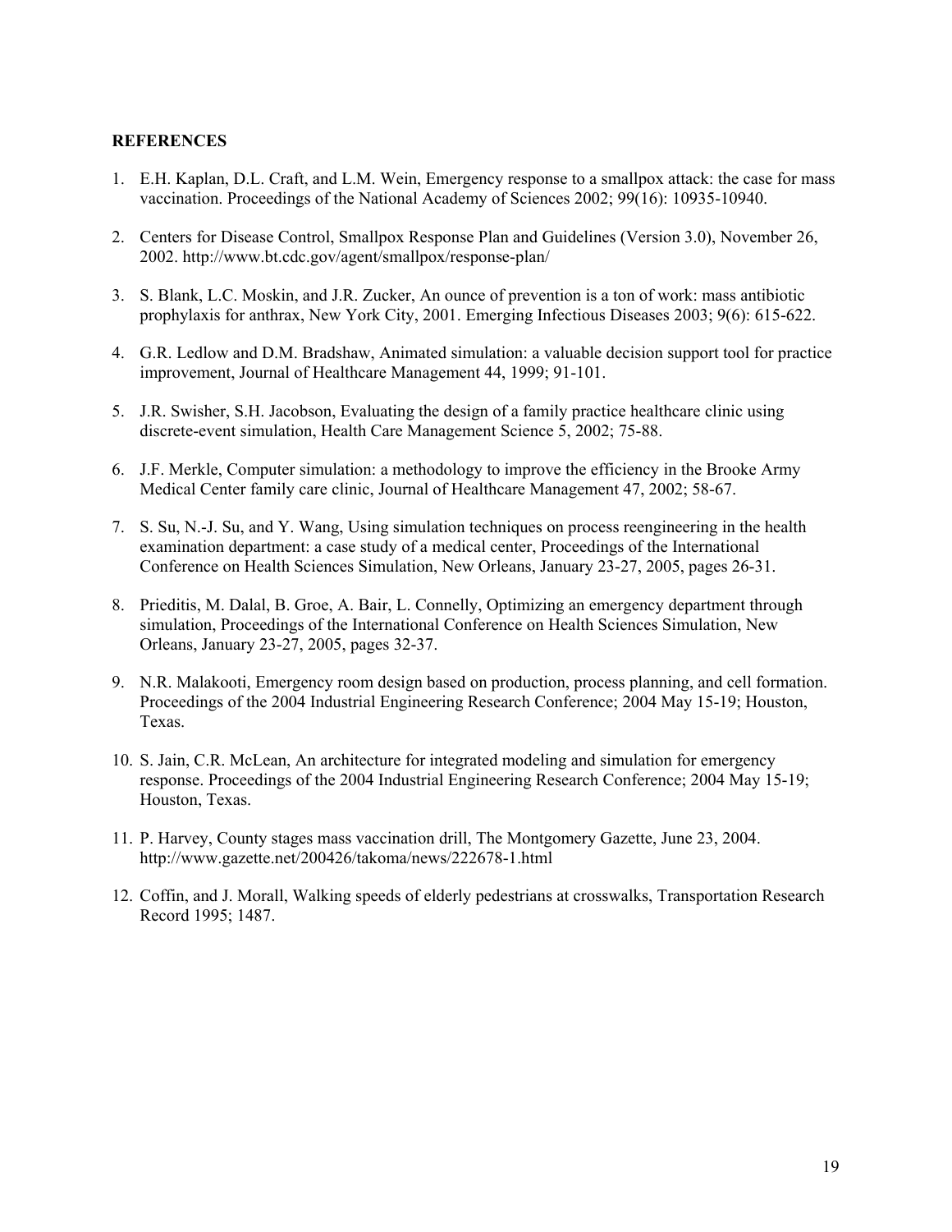**REFERENCES**

1. E.H. Kaplan, D.L. Craft, and L.M. Wein, Emergency response to a smallpox attack: the case for mass vaccination. Proceedings of the National Academy of Sciences 2002; 99(16): 10935-10940.

2. Centers for Disease Control, Smallpox Response Plan and Guidelines (Version 3.0), November 26, 2002. http://www.bt.cdc.gov/agent/smallpox/response-plan/

3. S. Blank, L.C. Moskin, and J.R. Zucker, An ounce of prevention is a ton of work: mass antibiotic prophylaxis for anthrax, New York City, 2001. Emerging Infectious Diseases 2003; 9(6): 615-622.

4. G.R. Ledlow and D.M. Bradshaw, Animated simulation: a valuable decision support tool for practice improvement, Journal of Healthcare Management 44, 1999; 91-101.

5. J.R. Swisher, S.H. Jacobson, Evaluating the design of a family practice healthcare clinic using discrete-event simulation, Health Care Management Science 5, 2002; 75-88.

6. J.F. Merkle, Computer simulation: a methodology to improve the efficiency in the Brooke Army Medical Center family care clinic, Journal of Healthcare Management 47, 2002; 58-67.

7. S. Su, N.-J. Su, and Y. Wang, Using simulation techniques on process reengineering in the health examination department: a case study of a medical center, Proceedings of the International Conference on Health Sciences Simulation, New Orleans, January 23-27, 2005, pages 26-31.

8. Prieditis, M. Dalal, B. Groe, A. Bair, L. Connelly, Optimizing an emergency department through simulation, Proceedings of the International Conference on Health Sciences Simulation, New Orleans, January 23-27, 2005, pages 32-37.

9. N.R. Malakooti, Emergency room design based on production, process planning, and cell formation. Proceedings of the 2004 Industrial Engineering Research Conference; 2004 May 15-19; Houston, Texas.

10. S. Jain, C.R. McLean, An architecture for integrated modeling and simulation for emergency response. Proceedings of the 2004 Industrial Engineering Research Conference; 2004 May 15-19; Houston, Texas.

11. P. Harvey, County stages mass vaccination drill, The Montgomery Gazette, June 23, 2004. http://www.gazette.net/200426/takoma/news/222678-1.html

12. Coffin, and J. Morall, Walking speeds of elderly pedestrians at crosswalks, Transportation Research Record 1995; 1487.